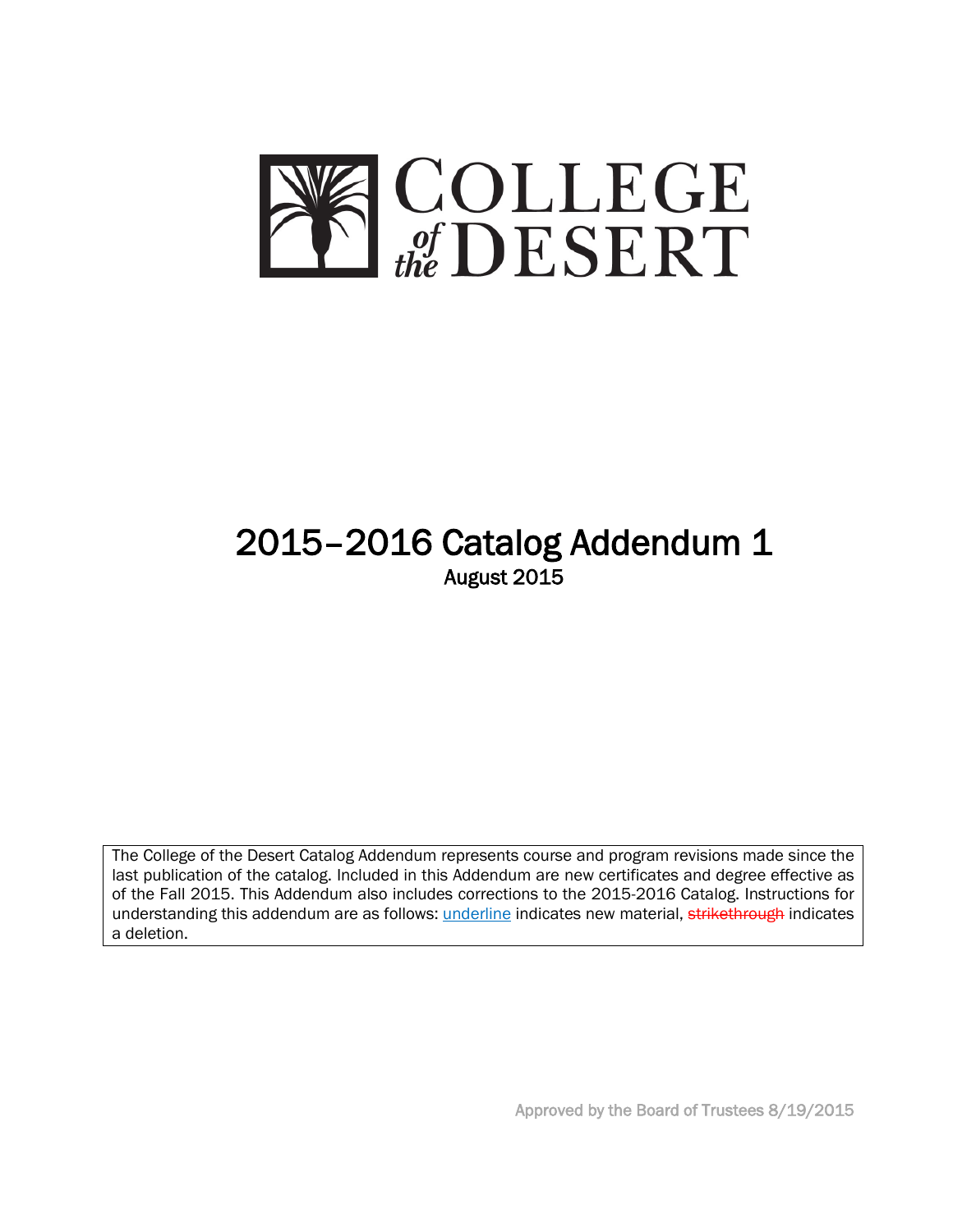# COLLEGE of the DESERT

# 2015–2016 Catalog Addendum 1

August 2015

The College of the Desert Catalog Addendum represents course and program revisions made since the last publication of the catalog. Included in this Addendum are new certificates and degree effective as of the Fall 2015. This Addendum also includes corrections to the 2015-2016 Catalog. Instructions for understanding this addendum are as follows: <u>underline</u> indicates new material, ~~strikethrough~~ indicates a deletion.

Approved by the Board of Trustees 8/19/2015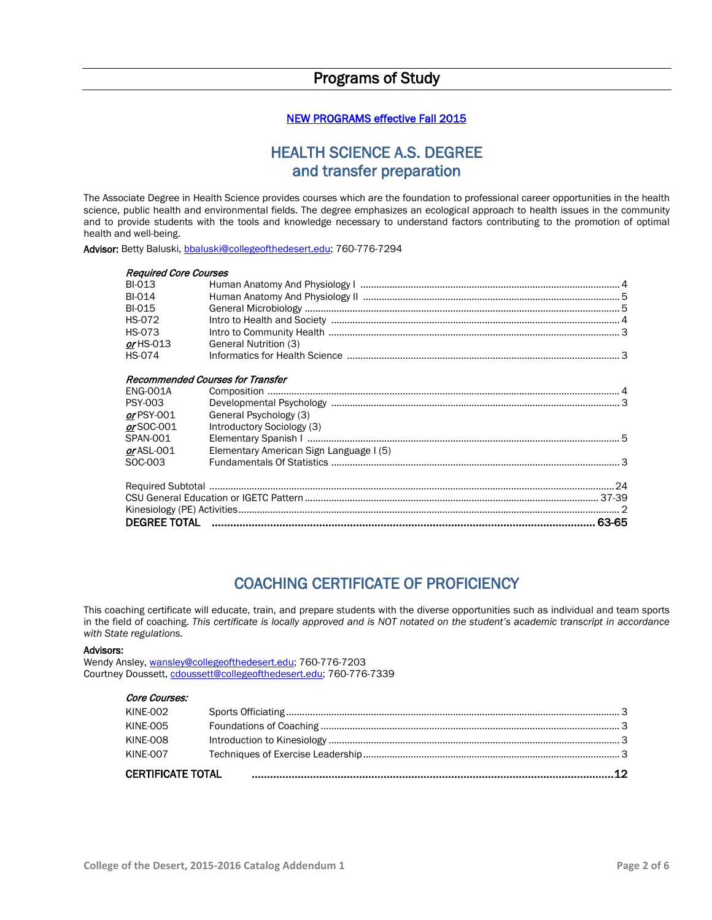# Programs of Study

[NEW PROGRAMS effective Fall 2015](#)

## HEALTH SCIENCE A.S. DEGREE and transfer preparation

The Associate Degree in Health Science provides courses which are the foundation to professional career opportunities in the health science, public health and environmental fields. The degree emphasizes an ecological approach to health issues in the community and to provide students with the tools and knowledge necessary to understand factors contributing to the promotion of optimal health and well-being.

**Advisor:** Betty Baluski, bbaluski@collegeofthedesert.edu; 760-776-7294

*Required Core Courses*

| Course | Title | Units |
|---|---|---|
| BI-013 | Human Anatomy And Physiology I | 4 |
| BI-014 | Human Anatomy And Physiology II | 5 |
| BI-015 | General Microbiology | 5 |
| HS-072 | Intro to Health and Society | 4 |
| HS-073 | Intro to Community Health | 3 |
| ***or*** HS-013 | General Nutrition (3) | |
| HS-074 | Informatics for Health Science | 3 |

*Recommended Courses for Transfer*

| Course | Title | Units |
|---|---|---|
| ENG-001A | Composition | 4 |
| PSY-003 | Developmental Psychology | 3 |
| ***or*** PSY-001 | General Psychology (3) | |
| ***or*** SOC-001 | Introductory Sociology (3) | |
| SPAN-001 | Elementary Spanish I | 5 |
| ***or*** ASL-001 | Elementary American Sign Language I (5) | |
| SOC-003 | Fundamentals Of Statistics | 3 |

| | |
|---|---|
| Required Subtotal | 24 |
| CSU General Education or IGETC Pattern | 37-39 |
| Kinesiology (PE) Activities | 2 |
| **DEGREE TOTAL** | **63-65** |

## COACHING CERTIFICATE OF PROFICIENCY

This coaching certificate will educate, train, and prepare students with the diverse opportunities such as individual and team sports in the field of coaching. *This certificate is locally approved and is NOT notated on the student's academic transcript in accordance with State regulations.*

**Advisors:**
Wendy Ansley, wansley@collegeofthedesert.edu; 760-776-7203
Courtney Doussett, cdoussett@collegeofthedesert.edu; 760-776-7339

*Core Courses:*

| Course | Title | Units |
|---|---|---|
| KINE-002 | Sports Officiating | 3 |
| KINE-005 | Foundations of Coaching | 3 |
| KINE-008 | Introduction to Kinesiology | 3 |
| KINE-007 | Techniques of Exercise Leadership | 3 |
| **CERTIFICATE TOTAL** | | **12** |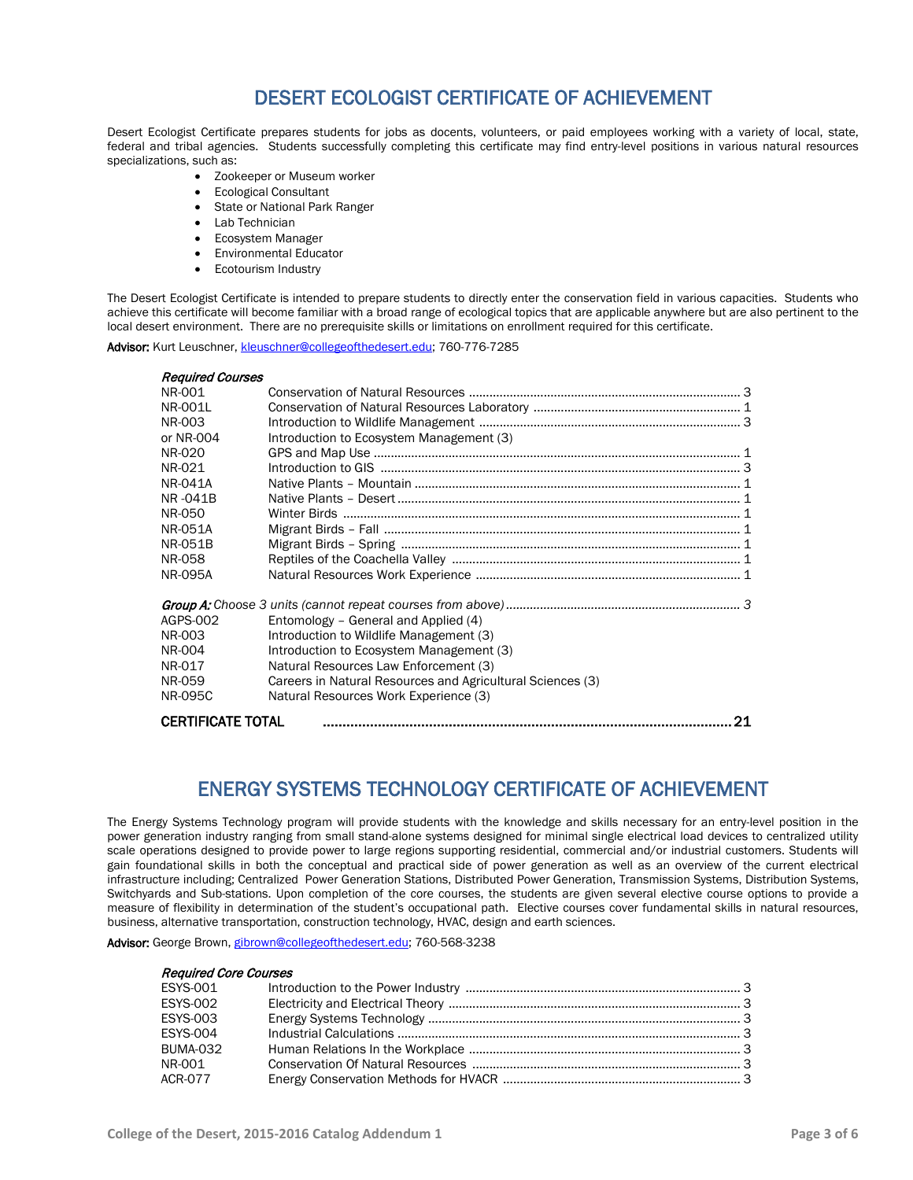# DESERT ECOLOGIST CERTIFICATE OF ACHIEVEMENT

Desert Ecologist Certificate prepares students for jobs as docents, volunteers, or paid employees working with a variety of local, state, federal and tribal agencies. Students successfully completing this certificate may find entry-level positions in various natural resources specializations, such as:

- Zookeeper or Museum worker
- Ecological Consultant
- State or National Park Ranger
- Lab Technician
- Ecosystem Manager
- Environmental Educator
- Ecotourism Industry

The Desert Ecologist Certificate is intended to prepare students to directly enter the conservation field in various capacities. Students who achieve this certificate will become familiar with a broad range of ecological topics that are applicable anywhere but are also pertinent to the local desert environment. There are no prerequisite skills or limitations on enrollment required for this certificate.

**Advisor:** Kurt Leuschner, kleuschner@collegeofthedesert.edu; 760-776-7285

| ***Required Courses*** | | |
|---|---|---|
| NR-001 | Conservation of Natural Resources | 3 |
| NR-001L | Conservation of Natural Resources Laboratory | 1 |
| NR-003 | Introduction to Wildlife Management | 3 |
| or NR-004 | Introduction to Ecosystem Management (3) | |
| NR-020 | GPS and Map Use | 1 |
| NR-021 | Introduction to GIS | 3 |
| NR-041A | Native Plants – Mountain | 1 |
| NR -041B | Native Plants – Desert | 1 |
| NR-050 | Winter Birds | 1 |
| NR-051A | Migrant Birds – Fall | 1 |
| NR-051B | Migrant Birds – Spring | 1 |
| NR-058 | Reptiles of the Coachella Valley | 1 |
| NR-095A | Natural Resources Work Experience | 1 |
| ***Group A:*** *Choose 3 units (cannot repeat courses from above)* | | *3* |
| AGPS-002 | Entomology – General and Applied (4) | |
| NR-003 | Introduction to Wildlife Management (3) | |
| NR-004 | Introduction to Ecosystem Management (3) | |
| NR-017 | Natural Resources Law Enforcement (3) | |
| NR-059 | Careers in Natural Resources and Agricultural Sciences (3) | |
| NR-095C | Natural Resources Work Experience (3) | |
| **CERTIFICATE TOTAL** | | **21** |

# ENERGY SYSTEMS TECHNOLOGY CERTIFICATE OF ACHIEVEMENT

The Energy Systems Technology program will provide students with the knowledge and skills necessary for an entry-level position in the power generation industry ranging from small stand-alone systems designed for minimal single electrical load devices to centralized utility scale operations designed to provide power to large regions supporting residential, commercial and/or industrial customers. Students will gain foundational skills in both the conceptual and practical side of power generation as well as an overview of the current electrical infrastructure including; Centralized Power Generation Stations, Distributed Power Generation, Transmission Systems, Distribution Systems, Switchyards and Sub-stations. Upon completion of the core courses, the students are given several elective course options to provide a measure of flexibility in determination of the student's occupational path. Elective courses cover fundamental skills in natural resources, business, alternative transportation, construction technology, HVAC, design and earth sciences.

**Advisor:** George Brown, gibrown@collegeofthedesert.edu; 760-568-3238

| ***Required Core Courses*** | | |
|---|---|---|
| ESYS-001 | Introduction to the Power Industry | 3 |
| ESYS-002 | Electricity and Electrical Theory | 3 |
| ESYS-003 | Energy Systems Technology | 3 |
| ESYS-004 | Industrial Calculations | 3 |
| BUMA-032 | Human Relations In the Workplace | 3 |
| NR-001 | Conservation Of Natural Resources | 3 |
| ACR-077 | Energy Conservation Methods for HVACR | 3 |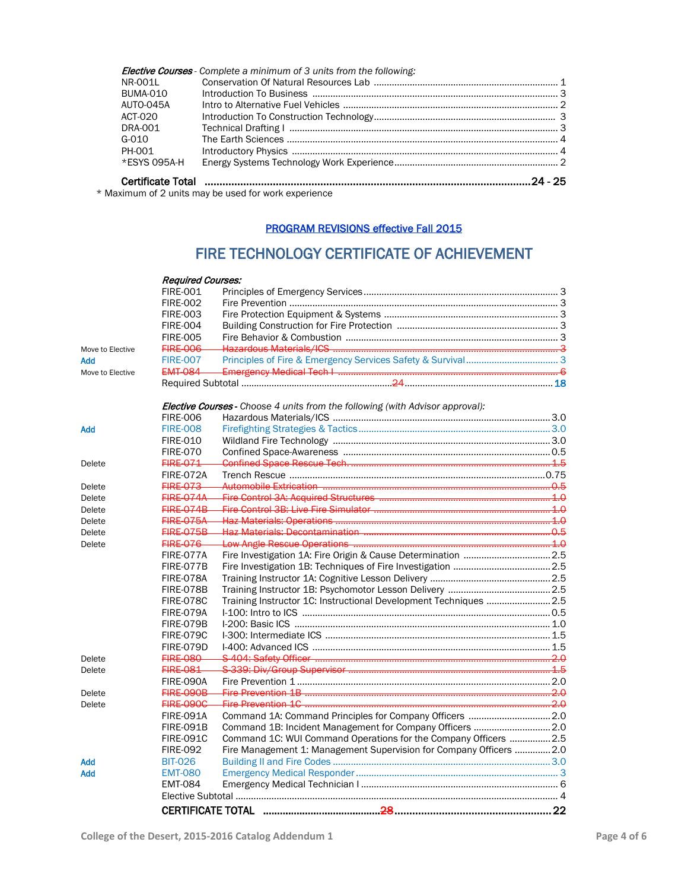*Elective Courses - Complete a minimum of 3 units from the following:*

| | | |
|---|---|---|
| NR-001L | Conservation Of Natural Resources Lab | 1 |
| BUMA-010 | Introduction To Business | 3 |
| AUTO-045A | Intro to Alternative Fuel Vehicles | 2 |
| ACT-020 | Introduction To Construction Technology | 3 |
| DRA-001 | Technical Drafting I | 3 |
| G-010 | The Earth Sciences | 4 |
| PH-001 | Introductory Physics | 4 |
| *ESYS 095A-H | Energy Systems Technology Work Experience | 2 |
| **Certificate Total** | | **24 - 25** |

\* Maximum of 2 units may be used for work experience

**PROGRAM REVISIONS effective Fall 2015**

# FIRE TECHNOLOGY CERTIFICATE OF ACHIEVEMENT

***Required Courses:***

| Revision | Course | Title | Units |
|---|---|---|---|
| | FIRE-001 | Principles of Emergency Services | 3 |
| | FIRE-002 | Fire Prevention | 3 |
| | FIRE-003 | Fire Protection Equipment & Systems | 3 |
| | FIRE-004 | Building Construction for Fire Protection | 3 |
| | FIRE-005 | Fire Behavior & Combustion | 3 |
| Move to Elective | ~~FIRE-006~~ | ~~Hazardous Materials/ICS~~ | ~~3~~ |
| **Add** | FIRE-007 | Principles of Fire & Emergency Services Safety & Survival | 3 |
| Move to Elective | ~~EMT-084~~ | ~~Emergency Medical Tech I~~ | ~~6~~ |
| | Required Subtotal ~~24~~ | | **18** |

***Elective Courses** - Choose 4 units from the following (with Advisor approval):*

| Revision | Course | Title | Units |
|---|---|---|---|
| | FIRE-006 | Hazardous Materials/ICS | 3.0 |
| **Add** | FIRE-008 | Firefighting Strategies & Tactics | 3.0 |
| | FIRE-010 | Wildland Fire Technology | 3.0 |
| | FIRE-070 | Confined Space-Awareness | 0.5 |
| Delete | ~~FIRE-071~~ | ~~Confined Space Rescue Tech.~~ | ~~1.5~~ |
| | FIRE-072A | Trench Rescue | 0.75 |
| Delete | ~~FIRE-073~~ | ~~Automobile Extrication~~ | ~~0.5~~ |
| Delete | ~~FIRE-074A~~ | ~~Fire Control 3A: Acquired Structures~~ | ~~1.0~~ |
| Delete | ~~FIRE-074B~~ | ~~Fire Control 3B: Live Fire Simulator~~ | ~~1.0~~ |
| Delete | ~~FIRE-075A~~ | ~~Haz Materials: Operations~~ | ~~1.0~~ |
| Delete | ~~FIRE-075B~~ | ~~Haz Materials: Decontamination~~ | ~~0.5~~ |
| Delete | ~~FIRE-076~~ | ~~Low Angle Rescue Operations~~ | ~~1.0~~ |
| | FIRE-077A | Fire Investigation 1A: Fire Origin & Cause Determination | 2.5 |
| | FIRE-077B | Fire Investigation 1B: Techniques of Fire Investigation | 2.5 |
| | FIRE-078A | Training Instructor 1A: Cognitive Lesson Delivery | 2.5 |
| | FIRE-078B | Training Instructor 1B: Psychomotor Lesson Delivery | 2.5 |
| | FIRE-078C | Training Instructor 1C: Instructional Development Techniques | 2.5 |
| | FIRE-079A | I-100: Intro to ICS | 0.5 |
| | FIRE-079B | I-200: Basic ICS | 1.0 |
| | FIRE-079C | I-300: Intermediate ICS | 1.5 |
| | FIRE-079D | I-400: Advanced ICS | 1.5 |
| Delete | ~~FIRE-080~~ | ~~S-404: Safety Officer~~ | ~~2.0~~ |
| Delete | ~~FIRE-081~~ | ~~S-339: Div/Group Supervisor~~ | ~~1.5~~ |
| | FIRE-090A | Fire Prevention 1 | 2.0 |
| Delete | ~~FIRE-090B~~ | ~~Fire Prevention 1B~~ | ~~2.0~~ |
| Delete | ~~FIRE-090C~~ | ~~Fire Prevention 1C~~ | ~~2.0~~ |
| | FIRE-091A | Command 1A: Command Principles for Company Officers | 2.0 |
| | FIRE-091B | Command 1B: Incident Management for Company Officers | 2.0 |
| | FIRE-091C | Command 1C: WUI Command Operations for the Company Officers | 2.5 |
| | FIRE-092 | Fire Management 1: Management Supervision for Company Officers | 2.0 |
| **Add** | BIT-026 | Building II and Fire Codes | 3.0 |
| **Add** | EMT-080 | Emergency Medical Responder | 3 |
| | EMT-084 | Emergency Medical Technician I | 6 |
| | Elective Subtotal | | 4 |
| | **CERTIFICATE TOTAL** ~~28~~ | | **22** |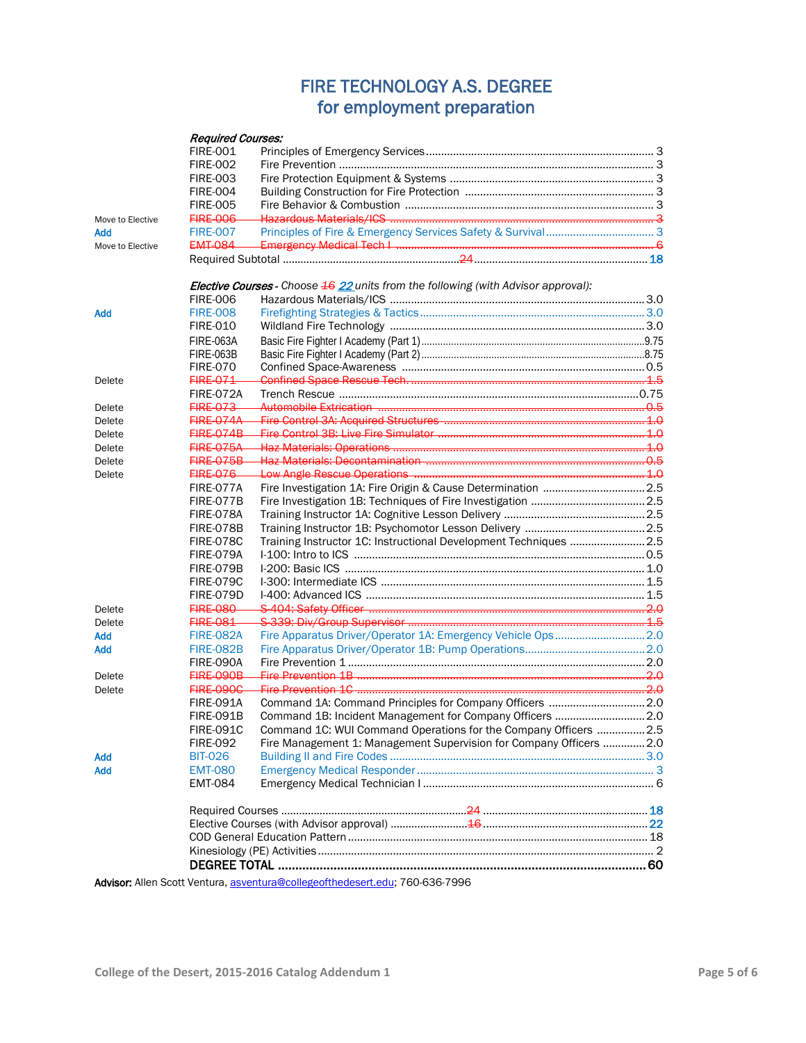# FIRE TECHNOLOGY A.S. DEGREE
## for employment preparation

***Required Courses:***

| Note | Course | Title | Units |
|---|---|---|---|
| | FIRE-001 | Principles of Emergency Services | 3 |
| | FIRE-002 | Fire Prevention | 3 |
| | FIRE-003 | Fire Protection Equipment & Systems | 3 |
| | FIRE-004 | Building Construction for Fire Protection | 3 |
| | FIRE-005 | Fire Behavior & Combustion | 3 |
| Move to Elective | ~~FIRE-006~~ | ~~Hazardous Materials/ICS~~ | ~~3~~ |
| **Add** | FIRE-007 | Principles of Fire & Emergency Services Safety & Survival | 3 |
| Move to Elective | ~~EMT-084~~ | ~~Emergency Medical Tech I~~ | ~~6~~ |
| | | Required Subtotal ~~24~~ | 18 |

***Elective Courses*** *- Choose ~~16~~ 22 units from the following (with Advisor approval):*

| Note | Course | Title | Units |
|---|---|---|---|
| | FIRE-006 | Hazardous Materials/ICS | 3.0 |
| **Add** | FIRE-008 | Firefighting Strategies & Tactics | 3.0 |
| | FIRE-010 | Wildland Fire Technology | 3.0 |
| | FIRE-063A | Basic Fire Fighter I Academy (Part 1) | 9.75 |
| | FIRE-063B | Basic Fire Fighter I Academy (Part 2) | 8.75 |
| | FIRE-070 | Confined Space-Awareness | 0.5 |
| Delete | ~~FIRE-071~~ | ~~Confined Space Rescue Tech.~~ | ~~1.5~~ |
| | FIRE-072A | Trench Rescue | 0.75 |
| Delete | ~~FIRE-073~~ | ~~Automobile Extrication~~ | ~~0.5~~ |
| Delete | ~~FIRE-074A~~ | ~~Fire Control 3A: Acquired Structures~~ | ~~1.0~~ |
| Delete | ~~FIRE-074B~~ | ~~Fire Control 3B: Live Fire Simulator~~ | ~~1.0~~ |
| Delete | ~~FIRE-075A~~ | ~~Haz Materials: Operations~~ | ~~1.0~~ |
| Delete | ~~FIRE-075B~~ | ~~Haz Materials: Decontamination~~ | ~~0.5~~ |
| Delete | ~~FIRE-076~~ | ~~Low Angle Rescue Operations~~ | ~~1.0~~ |
| | FIRE-077A | Fire Investigation 1A: Fire Origin & Cause Determination | 2.5 |
| | FIRE-077B | Fire Investigation 1B: Techniques of Fire Investigation | 2.5 |
| | FIRE-078A | Training Instructor 1A: Cognitive Lesson Delivery | 2.5 |
| | FIRE-078B | Training Instructor 1B: Psychomotor Lesson Delivery | 2.5 |
| | FIRE-078C | Training Instructor 1C: Instructional Development Techniques | 2.5 |
| | FIRE-079A | I-100: Intro to ICS | 0.5 |
| | FIRE-079B | I-200: Basic ICS | 1.0 |
| | FIRE-079C | I-300: Intermediate ICS | 1.5 |
| | FIRE-079D | I-400: Advanced ICS | 1.5 |
| Delete | ~~FIRE-080~~ | ~~S-404: Safety Officer~~ | ~~2.0~~ |
| Delete | ~~FIRE-081~~ | ~~S-339: Div/Group Supervisor~~ | ~~1.5~~ |
| **Add** | FIRE-082A | Fire Apparatus Driver/Operator 1A: Emergency Vehicle Ops | 2.0 |
| **Add** | FIRE-082B | Fire Apparatus Driver/Operator 1B: Pump Operations | 2.0 |
| | FIRE-090A | Fire Prevention 1 | 2.0 |
| Delete | ~~FIRE-090B~~ | ~~Fire Prevention 1B~~ | ~~2.0~~ |
| Delete | ~~FIRE-090C~~ | ~~Fire Prevention 1C~~ | ~~2.0~~ |
| | FIRE-091A | Command 1A: Command Principles for Company Officers | 2.0 |
| | FIRE-091B | Command 1B: Incident Management for Company Officers | 2.0 |
| | FIRE-091C | Command 1C: WUI Command Operations for the Company Officers | 2.5 |
| | FIRE-092 | Fire Management 1: Management Supervision for Company Officers | 2.0 |
| **Add** | BIT-026 | Building II and Fire Codes | 3.0 |
| **Add** | EMT-080 | Emergency Medical Responder | 3 |
| | EMT-084 | Emergency Medical Technician I | 6 |

| | Units |
|---|---|
| Required Courses ~~24~~ | 18 |
| Elective Courses (with Advisor approval) ~~16~~ | 22 |
| COD General Education Pattern | 18 |
| Kinesiology (PE) Activities | 2 |
| **DEGREE TOTAL** | **60** |

**Advisor:** Allen Scott Ventura, asventura@collegeofthedesert.edu; 760-636-7996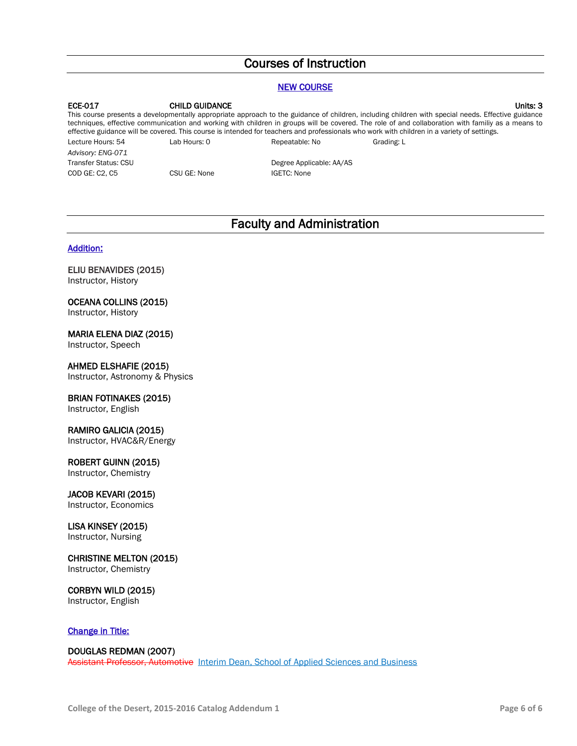## Courses of Instruction

**NEW COURSE**

**ECE-017** **CHILD GUIDANCE** **Units: 3**

This course presents a developmentally appropriate approach to the guidance of children, including children with special needs. Effective guidance techniques, effective communication and working with children in groups will be covered. The role of and collaboration with familiy as a means to effective guidance will be covered. This course is intended for teachers and professionals who work with children in a variety of settings.

| | | | |
|---|---|---|---|
| Lecture Hours: 54 | Lab Hours: 0 | Repeatable: No | Grading: L |
| *Advisory: ENG-071* | | | |
| Transfer Status: CSU | | Degree Applicable: AA/AS | |
| COD GE: C2, C5 | CSU GE: None | IGETC: None | |

## Faculty and Administration

**Addition:**

ELIU BENAVIDES (2015)
Instructor, History

OCEANA COLLINS (2015)
Instructor, History

MARIA ELENA DIAZ (2015)
Instructor, Speech

AHMED ELSHAFIE (2015)
Instructor, Astronomy & Physics

BRIAN FOTINAKES (2015)
Instructor, English

RAMIRO GALICIA (2015)
Instructor, HVAC&R/Energy

ROBERT GUINN (2015)
Instructor, Chemistry

JACOB KEVARI (2015)
Instructor, Economics

LISA KINSEY (2015)
Instructor, Nursing

CHRISTINE MELTON (2015)
Instructor, Chemistry

CORBYN WILD (2015)
Instructor, English

**Change in Title:**

DOUGLAS REDMAN (2007)
~~Assistant Professor, Automotive~~ Interim Dean, School of Applied Sciences and Business